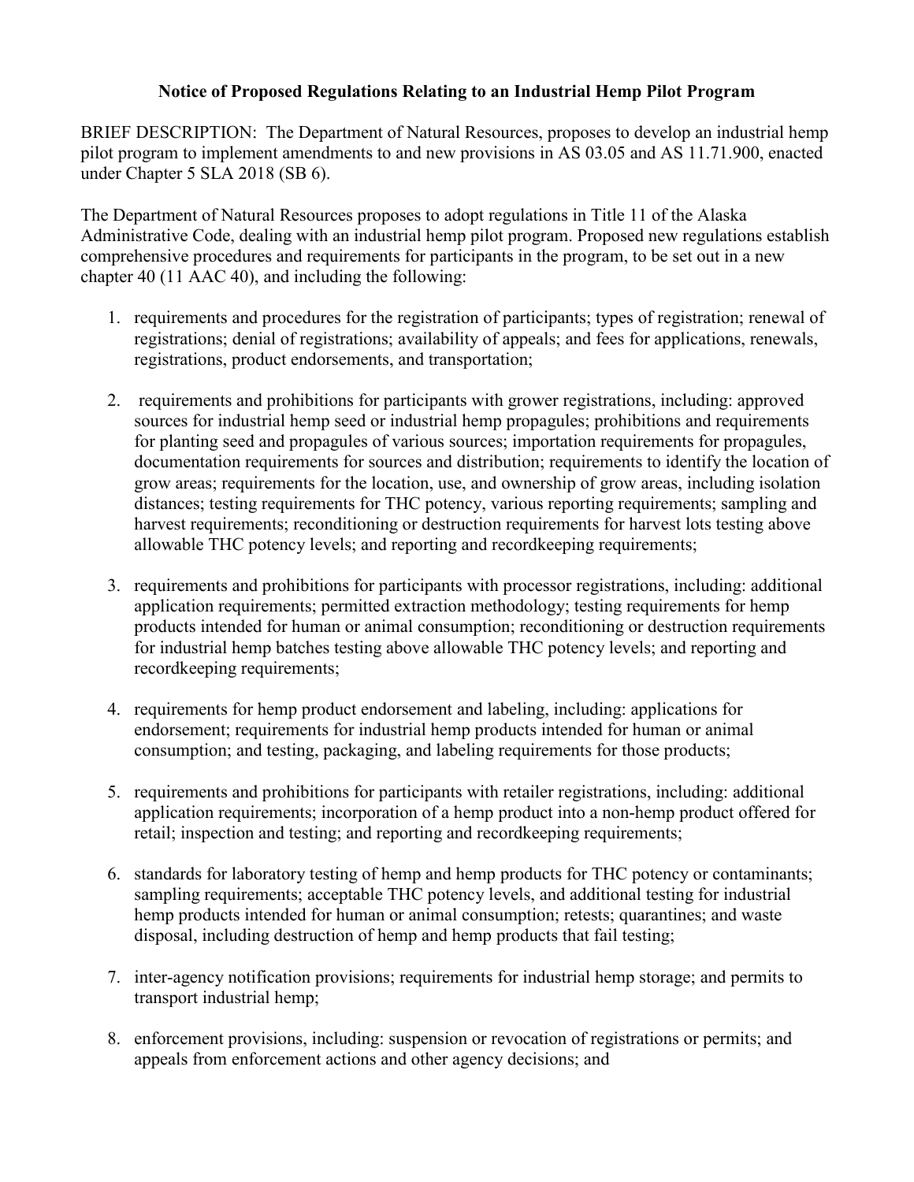**Notice of Proposed Regulations Relating to an Industrial Hemp Pilot Program**

BRIEF DESCRIPTION: The Department of Natural Resources, proposes to develop an industrial hemp pilot program to implement amendments to and new provisions in AS 03.05 and AS 11.71.900, enacted under Chapter 5 SLA 2018 (SB 6).

The Department of Natural Resources proposes to adopt regulations in Title 11 of the Alaska Administrative Code, dealing with an industrial hemp pilot program. Proposed new regulations establish comprehensive procedures and requirements for participants in the program, to be set out in a new chapter 40 (11 AAC 40), and including the following:

1. requirements and procedures for the registration of participants; types of registration; renewal of registrations; denial of registrations; availability of appeals; and fees for applications, renewals, registrations, product endorsements, and transportation;

2. requirements and prohibitions for participants with grower registrations, including: approved sources for industrial hemp seed or industrial hemp propagules; prohibitions and requirements for planting seed and propagules of various sources; importation requirements for propagules, documentation requirements for sources and distribution; requirements to identify the location of grow areas; requirements for the location, use, and ownership of grow areas, including isolation distances; testing requirements for THC potency, various reporting requirements; sampling and harvest requirements; reconditioning or destruction requirements for harvest lots testing above allowable THC potency levels; and reporting and recordkeeping requirements;

3. requirements and prohibitions for participants with processor registrations, including: additional application requirements; permitted extraction methodology; testing requirements for hemp products intended for human or animal consumption; reconditioning or destruction requirements for industrial hemp batches testing above allowable THC potency levels; and reporting and recordkeeping requirements;

4. requirements for hemp product endorsement and labeling, including: applications for endorsement; requirements for industrial hemp products intended for human or animal consumption; and testing, packaging, and labeling requirements for those products;

5. requirements and prohibitions for participants with retailer registrations, including: additional application requirements; incorporation of a hemp product into a non-hemp product offered for retail; inspection and testing; and reporting and recordkeeping requirements;

6. standards for laboratory testing of hemp and hemp products for THC potency or contaminants; sampling requirements; acceptable THC potency levels, and additional testing for industrial hemp products intended for human or animal consumption; retests; quarantines; and waste disposal, including destruction of hemp and hemp products that fail testing;

7. inter-agency notification provisions; requirements for industrial hemp storage; and permits to transport industrial hemp;

8. enforcement provisions, including: suspension or revocation of registrations or permits; and appeals from enforcement actions and other agency decisions; and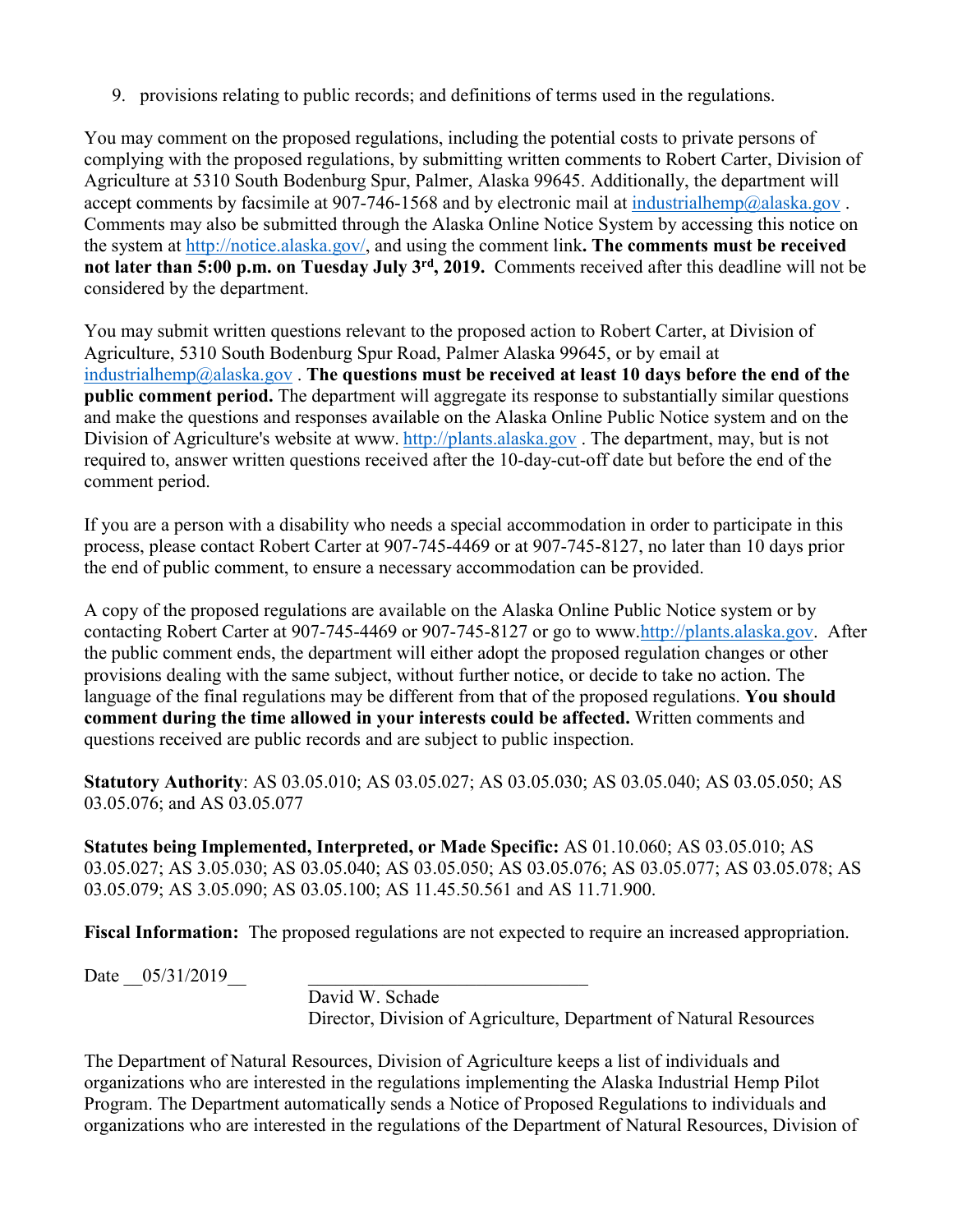9. provisions relating to public records; and definitions of terms used in the regulations.

You may comment on the proposed regulations, including the potential costs to private persons of complying with the proposed regulations, by submitting written comments to Robert Carter, Division of Agriculture at 5310 South Bodenburg Spur, Palmer, Alaska 99645. Additionally, the department will accept comments by facsimile at 907-746-1568 and by electronic mail at industrialhemp@alaska.gov . Comments may also be submitted through the Alaska Online Notice System by accessing this notice on the system at http://notice.alaska.gov/, and using the comment link**. The comments must be received not later than 5:00 p.m. on Tuesday July 3rd, 2019.** Comments received after this deadline will not be considered by the department.

You may submit written questions relevant to the proposed action to Robert Carter, at Division of Agriculture, 5310 South Bodenburg Spur Road, Palmer Alaska 99645, or by email at industrialhemp@alaska.gov . **The questions must be received at least 10 days before the end of the public comment period.** The department will aggregate its response to substantially similar questions and make the questions and responses available on the Alaska Online Public Notice system and on the Division of Agriculture's website at www. http://plants.alaska.gov . The department, may, but is not required to, answer written questions received after the 10-day-cut-off date but before the end of the comment period.

If you are a person with a disability who needs a special accommodation in order to participate in this process, please contact Robert Carter at 907-745-4469 or at 907-745-8127, no later than 10 days prior the end of public comment, to ensure a necessary accommodation can be provided.

A copy of the proposed regulations are available on the Alaska Online Public Notice system or by contacting Robert Carter at 907-745-4469 or 907-745-8127 or go to www.http://plants.alaska.gov. After the public comment ends, the department will either adopt the proposed regulation changes or other provisions dealing with the same subject, without further notice, or decide to take no action. The language of the final regulations may be different from that of the proposed regulations. **You should comment during the time allowed in your interests could be affected.** Written comments and questions received are public records and are subject to public inspection.

**Statutory Authority**: AS 03.05.010; AS 03.05.027; AS 03.05.030; AS 03.05.040; AS 03.05.050; AS 03.05.076; and AS 03.05.077

**Statutes being Implemented, Interpreted, or Made Specific:** AS 01.10.060; AS 03.05.010; AS 03.05.027; AS 3.05.030; AS 03.05.040; AS 03.05.050; AS 03.05.076; AS 03.05.077; AS 03.05.078; AS 03.05.079; AS 3.05.090; AS 03.05.100; AS 11.45.50.561 and AS 11.71.900.

**Fiscal Information:** The proposed regulations are not expected to require an increased appropriation.

Date __05/31/2019__ ______________________________

David W. Schade
Director, Division of Agriculture, Department of Natural Resources

The Department of Natural Resources, Division of Agriculture keeps a list of individuals and organizations who are interested in the regulations implementing the Alaska Industrial Hemp Pilot Program. The Department automatically sends a Notice of Proposed Regulations to individuals and organizations who are interested in the regulations of the Department of Natural Resources, Division of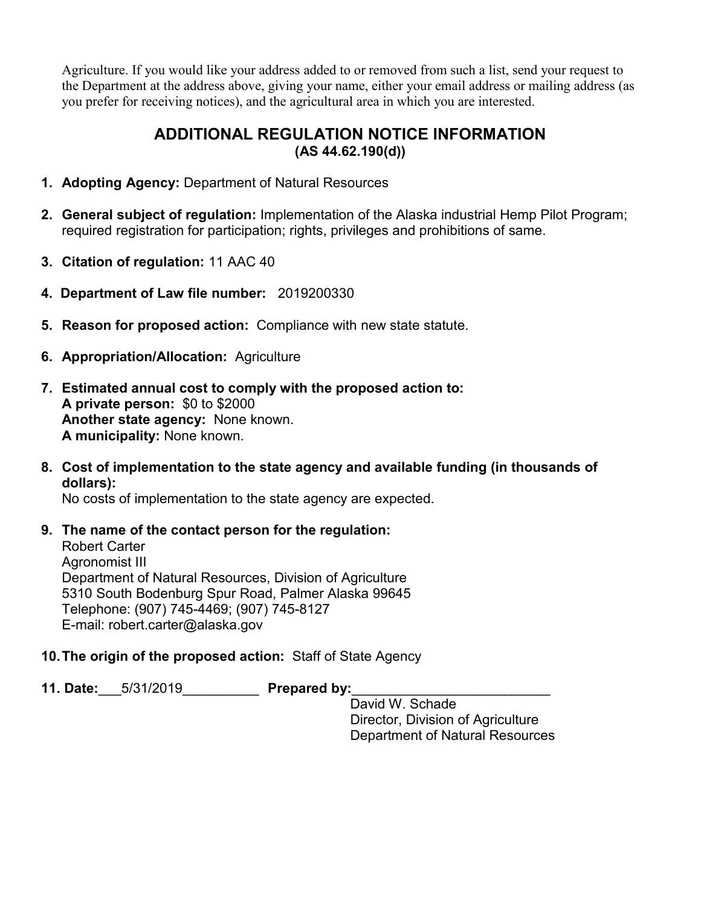Agriculture. If you would like your address added to or removed from such a list, send your request to the Department at the address above, giving your name, either your email address or mailing address (as you prefer for receiving notices), and the agricultural area in which you are interested.

## ADDITIONAL REGULATION NOTICE INFORMATION
### (AS 44.62.190(d))

1. **Adopting Agency:** Department of Natural Resources

2. **General subject of regulation:** Implementation of the Alaska industrial Hemp Pilot Program; required registration for participation; rights, privileges and prohibitions of same.

3. **Citation of regulation:** 11 AAC 40

4. **Department of Law file number:** 2019200330

5. **Reason for proposed action:** Compliance with new state statute.

6. **Appropriation/Allocation:** Agriculture

7. **Estimated annual cost to comply with the proposed action to:**
   **A private person:** $0 to $2000
   **Another state agency:** None known.
   **A municipality:** None known.

8. **Cost of implementation to the state agency and available funding (in thousands of dollars):**
   No costs of implementation to the state agency are expected.

9. **The name of the contact person for the regulation:**
   Robert Carter
   Agronomist III
   Department of Natural Resources, Division of Agriculture
   5310 South Bodenburg Spur Road, Palmer Alaska 99645
   Telephone: (907) 745-4469; (907) 745-8127
   E-mail: robert.carter@alaska.gov

10. **The origin of the proposed action:** Staff of State Agency

11. **Date:** 5/31/2019 **Prepared by:**___________________________

David W. Schade
Director, Division of Agriculture
Department of Natural Resources